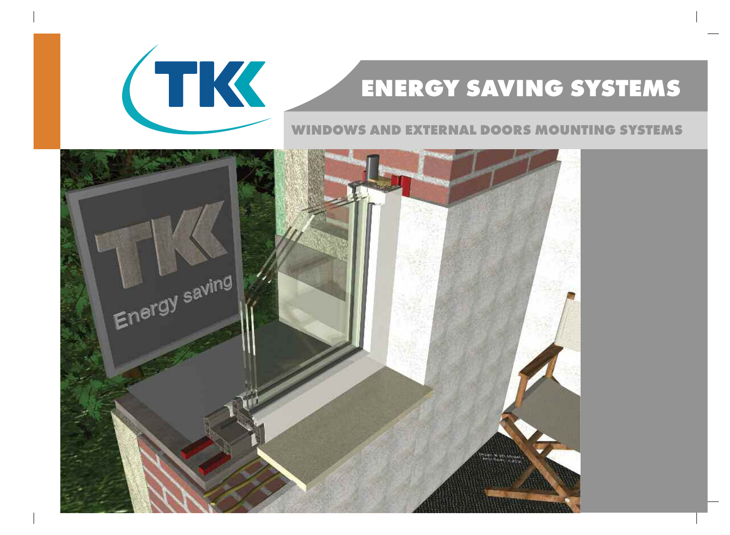# ENERGY SAVING SYSTEMS

## WINDOWS AND EXTERNAL DOORS MOUNTING SYSTEMS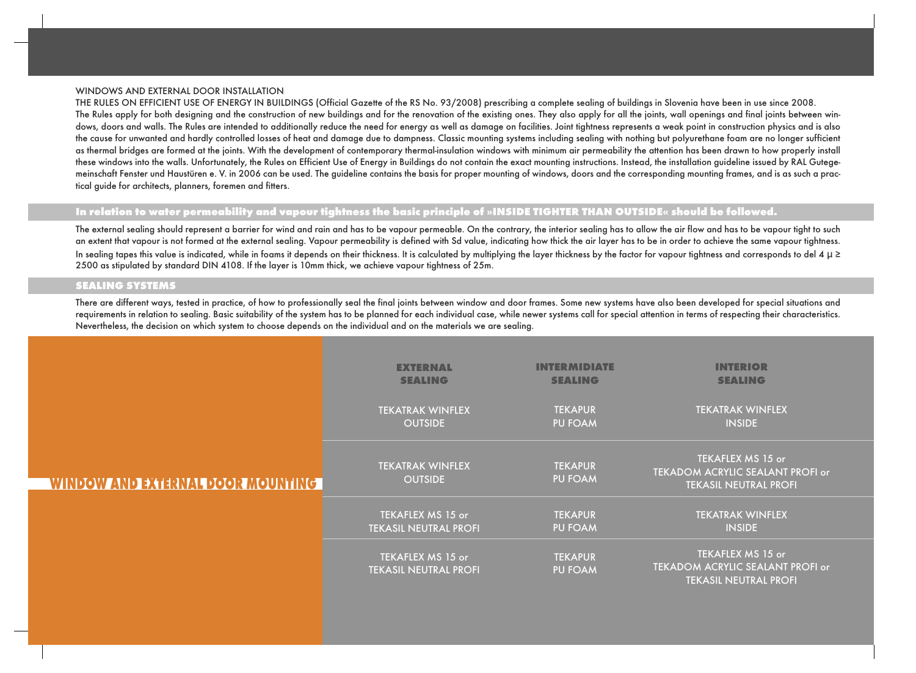## WINDOWS AND EXTERNAL DOOR INSTALLATION

THE RULES ON EFFICIENT USE OF ENERGY IN BUILDINGS (Official Gazette of the RS No. 93/2008) prescribing a complete sealing of buildings in Slovenia have been in use since 2008. The Rules apply for both designing and the construction of new buildings and for the renovation of the existing ones. They also apply for all the joints, wall openings and final joints between windows, doors and walls. The Rules are intended to additionally reduce the need for energy as well as damage on facilities. Joint tightness represents a weak point in construction physics and is also the cause for unwanted and hardly controlled losses of heat and damage due to dampness. Classic mounting systems including sealing with nothing but polyurethane foam are no longer sufficient as thermal bridges are formed at the joints. With the development of contemporary thermal-insulation windows with minimum air permeability the attention has been drawn to how properly install these windows into the walls. Unfortunately, the Rules on Efficient Use of Energy in Buildings do not contain the exact mounting instructions. Instead, the installation guideline issued by RAL Gutegemeinschaft Fenster und Haustüren e. V. in 2006 can be used. The guideline contains the basis for proper mounting of windows, doors and the corresponding mounting frames, and is as such a practical guide for architects, planners, foremen and fitters.

### In relation to water permeability and vapour tightness the basic principle of »INSIDE TIGHTER THAN OUTSIDE« should be followed.

The external sealing should represent a barrier for wind and rain and has to be vapour permeable. On the contrary, the interior sealing has to allow the air flow and has to be vapour tight to such an extent that vapour is not formed at the external sealing. Vapour permeability is defined with Sd value, indicating how thick the air layer has to be in order to achieve the same vapour tightness. In sealing tapes this value is indicated, while in foams it depends on their thickness. It is calculated by multiplying the layer thickness by the factor for vapour tightness and corresponds to del 4 $\mu \geq 2500$ as stipulated by standard DIN 4108. If the layer is 10mm thick, we achieve vapour tightness of 25m.

### SEALING SYSTEMS

There are different ways, tested in practice, of how to professionally seal the final joints between window and door frames. Some new systems have also been developed for special situations and requirements in relation to sealing. Basic suitability of the system has to be planned for each individual case, while newer systems call for special attention in terms of respecting their characteristics. Nevertheless, the decision on which system to choose depends on the individual and on the materials we are sealing.

## WINDOW AND EXTERNAL DOOR MOUNTING

| EXTERNAL SEALING | INTERMIDIATE SEALING | INTERIOR SEALING |
| --- | --- | --- |
| TEKATRAK WINFLEX OUTSIDE | TEKAPUR PU FOAM | TEKATRAK WINFLEX INSIDE |
| TEKATRAK WINFLEX OUTSIDE | TEKAPUR PU FOAM | TEKAFLEX MS 15 or TEKADOM ACRYLIC SEALANT PROFI or TEKASIL NEUTRAL PROFI |
| TEKAFLEX MS 15 or TEKASIL NEUTRAL PROFI | TEKAPUR PU FOAM | TEKATRAK WINFLEX INSIDE |
| TEKAFLEX MS 15 or TEKASIL NEUTRAL PROFI | TEKAPUR PU FOAM | TEKAFLEX MS 15 or TEKADOM ACRYLIC SEALANT PROFI or TEKASIL NEUTRAL PROFI |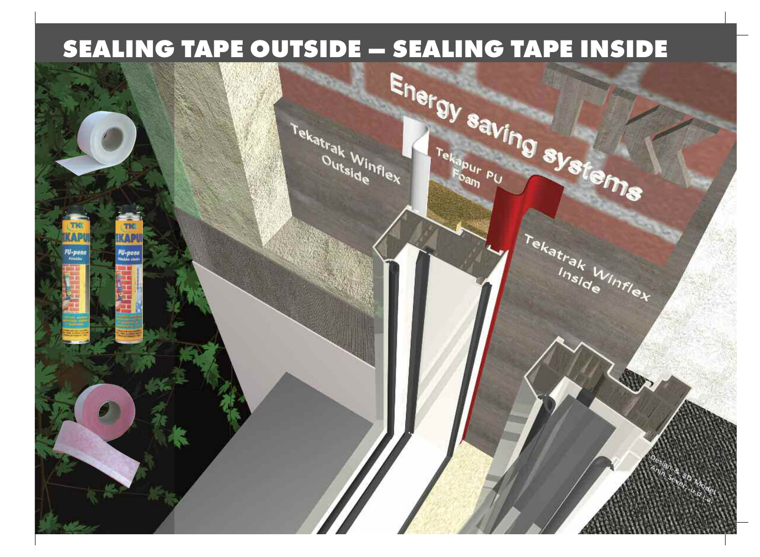# SEALING TAPE OUTSIDE – SEALING TAPE INSIDE

Energy saving systems

Tekatrak Winflex Outside

Tekapur PU Foam

Tekatrak Winflex Inside

Design & 3D Model: Anin Sexer, o.s.a.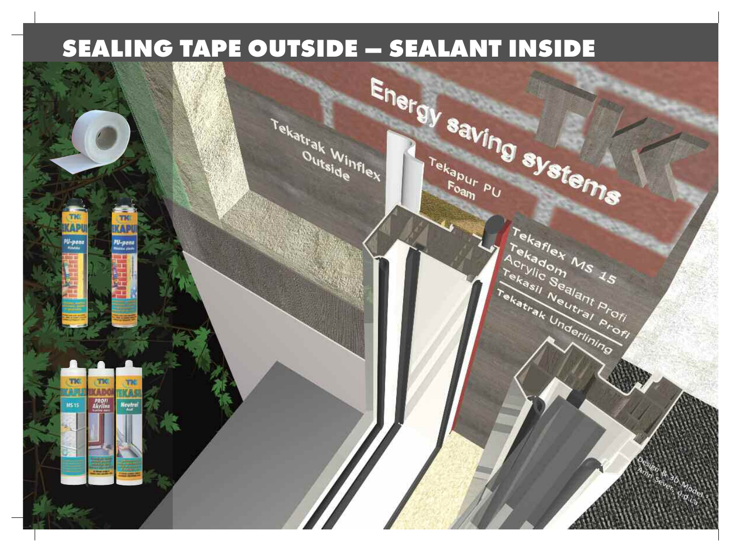# SEALING TAPE OUTSIDE – SEALANT INSIDE

Energy saving systems

TKK

Tekatrak Winflex Outside

Tekapur PU Foam

Tekaflex MS 15
Tekadom Acrylic Sealant Profi
Tekasil Neutral Profi
Tekatrak Underlining

Design & 3D Model: Arin Sever, d.o.o.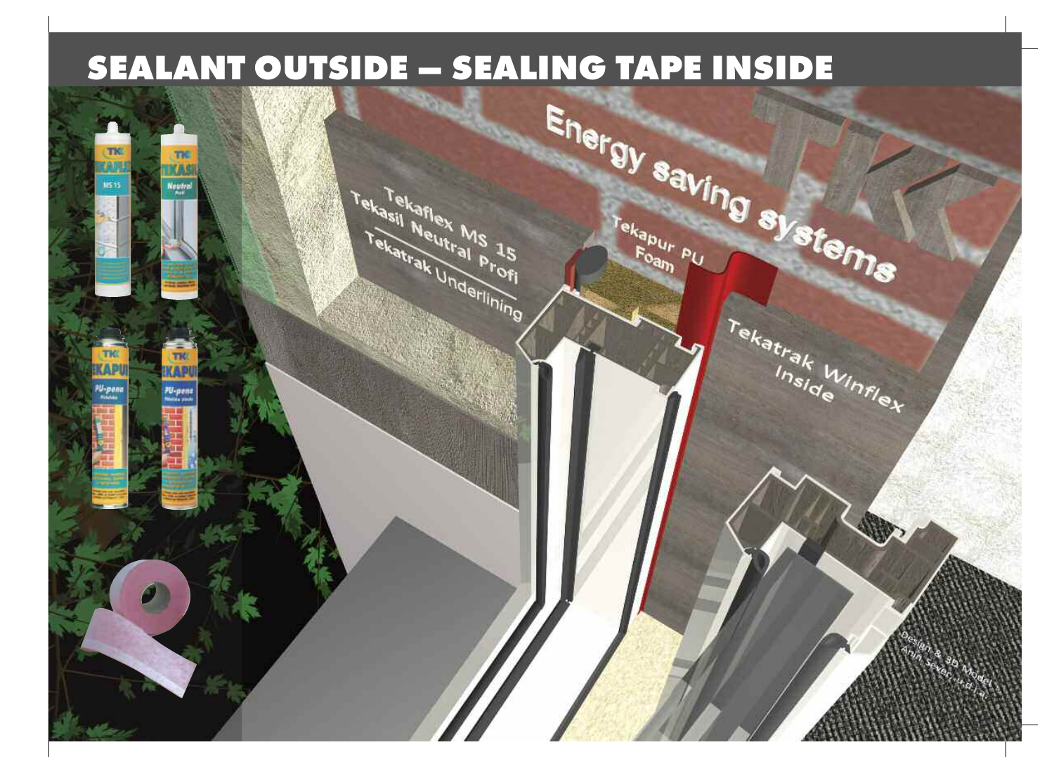# SEALANT OUTSIDE – SEALING TAPE INSIDE

Energy saving systems

Tekaflex MS 15
Tekasil Neutral Profi

Tekatrak Underlining

Tekapur PU Foam

Tekatrak Winflex Inside

Design & 3D Model: Anin Sever, u.d.i.a.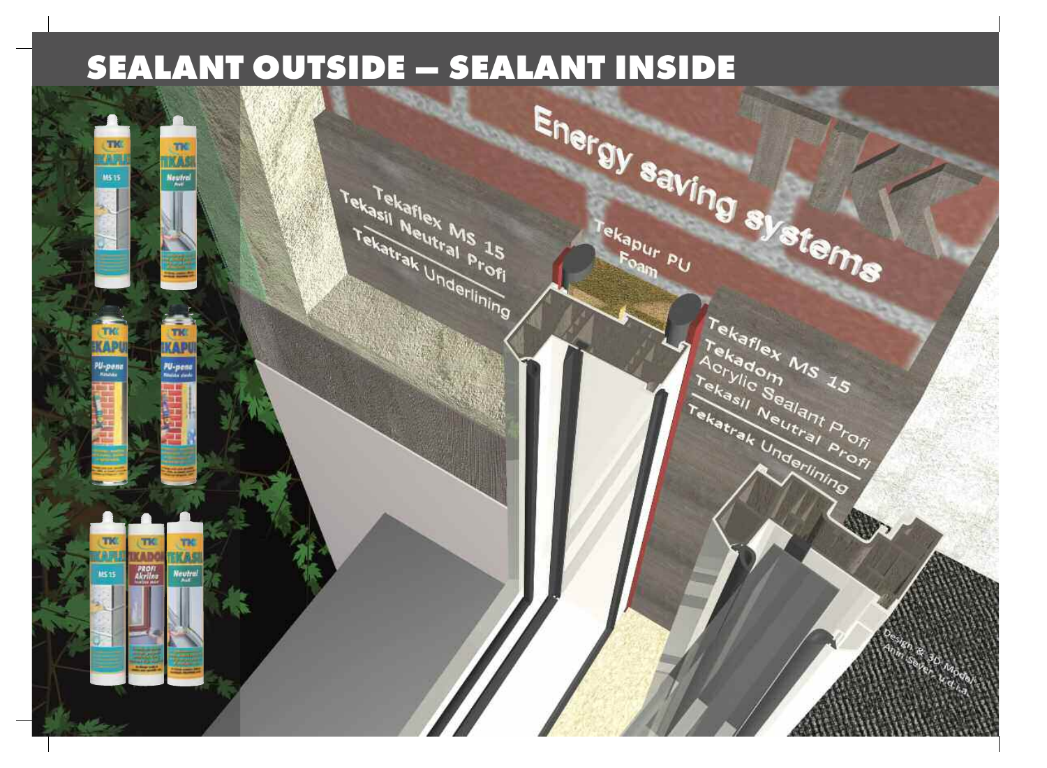# SEALANT OUTSIDE – SEALANT INSIDE

Energy saving systems

Tekaflex MS 15
Tekasil Neutral Profi
Tekatrak Underlining

Tekapur PU Foam

Tekaflex MS 15
Tekadom
Acrylic Sealant Profi
Tekasil Neutral Profi
Tekatrak Underlining

Design & 3D Model: Anin Sever, u.d.i.a.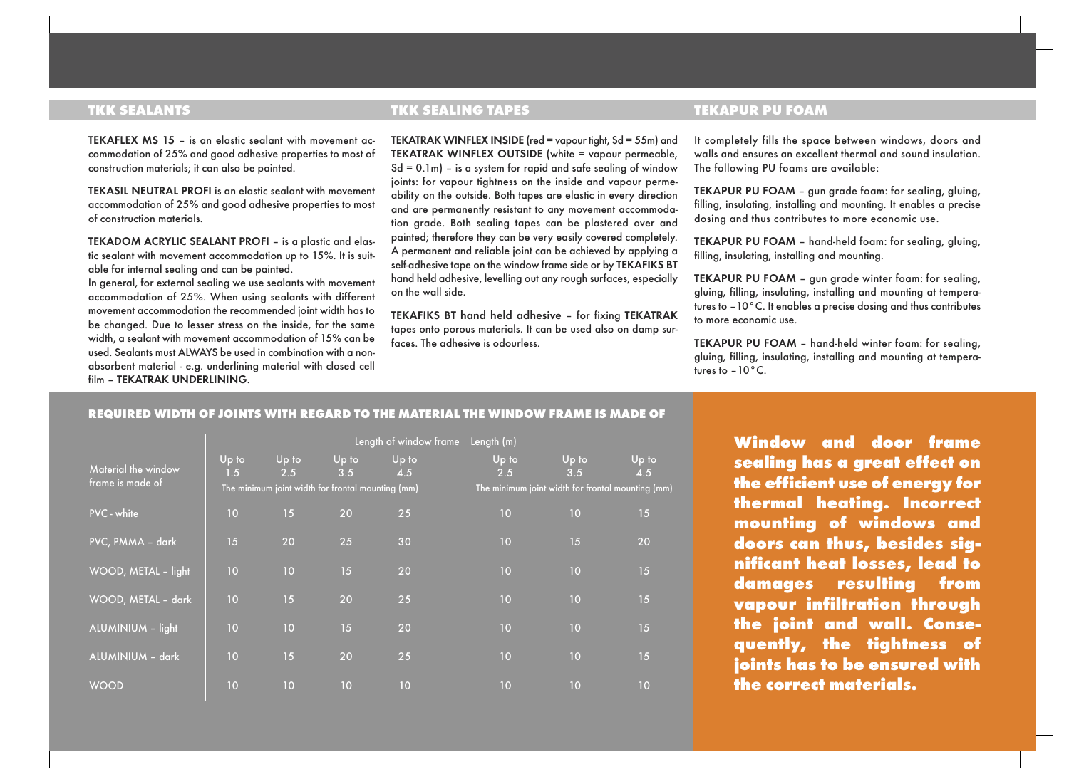## TKK SEALANTS

**TEKAFLEX MS 15** – is an elastic sealant with movement accommodation of 25% and good adhesive properties to most of construction materials; it can also be painted.

**TEKASIL NEUTRAL PROFI** is an elastic sealant with movement accommodation of 25% and good adhesive properties to most of construction materials.

**TEKADOM ACRYLIC SEALANT PROFI** – is a plastic and elastic sealant with movement accommodation up to 15%. It is suitable for internal sealing and can be painted.

In general, for external sealing we use sealants with movement accommodation of 25%. When using sealants with different movement accommodation the recommended joint width has to be changed. Due to lesser stress on the inside, for the same width, a sealant with movement accommodation of 15% can be used. Sealants must ALWAYS be used in combination with a non-absorbent material - e.g. underlining material with closed cell film – **TEKATRAK UNDERLINING**.

## TKK SEALING TAPES

**TEKATRAK WINFLEX INSIDE** (red = vapour tight, Sd = 55m) and **TEKATRAK WINFLEX OUTSIDE** (white = vapour permeable, Sd = 0.1m) – is a system for rapid and safe sealing of window joints: for vapour tightness on the inside and vapour permeability on the outside. Both tapes are elastic in every direction and are permanently resistant to any movement accommodation grade. Both sealing tapes can be plastered over and painted; therefore they can be very easily covered completely. A permanent and reliable joint can be achieved by applying a self-adhesive tape on the window frame side or by **TEKAFIKS BT** hand held adhesive, levelling out any rough surfaces, especially on the wall side.

**TEKAFIKS BT hand held adhesive** – for fixing **TEKATRAK** tapes onto porous materials. It can be used also on damp surfaces. The adhesive is odourless.

## TEKAPUR PU FOAM

It completely fills the space between windows, doors and walls and ensures an excellent thermal and sound insulation. The following PU foams are available:

**TEKAPUR PU FOAM** – gun grade foam: for sealing, gluing, filling, insulating, installing and mounting. It enables a precise dosing and thus contributes to more economic use.

**TEKAPUR PU FOAM** – hand-held foam: for sealing, gluing, filling, insulating, installing and mounting.

**TEKAPUR PU FOAM** – gun grade winter foam: for sealing, gluing, filling, insulating, installing and mounting at temperatures to –10 °C. It enables a precise dosing and thus contributes to more economic use.

**TEKAPUR PU FOAM** – hand-held winter foam: for sealing, gluing, filling, insulating, installing and mounting at temperatures to –10 °C.

## REQUIRED WIDTH OF JOINTS WITH REGARD TO THE MATERIAL THE WINDOW FRAME IS MADE OF

| Material the window frame is made of | Length of window frame | | | | Length (m) | | |
|---|---|---|---|---|---|---|---|
| | Up to 1.5 | Up to 2.5 | Up to 3.5 | Up to 4.5 | Up to 2.5 | Up to 3.5 | Up to 4.5 |
| | The minimum joint width for frontal mounting (mm) | | | | The minimum joint width for frontal mounting (mm) | | |
| PVC - white | 10 | 15 | 20 | 25 | 10 | 10 | 15 |
| PVC, PMMA – dark | 15 | 20 | 25 | 30 | 10 | 15 | 20 |
| WOOD, METAL – light | 10 | 10 | 15 | 20 | 10 | 10 | 15 |
| WOOD, METAL – dark | 10 | 15 | 20 | 25 | 10 | 10 | 15 |
| ALUMINIUM – light | 10 | 10 | 15 | 20 | 10 | 10 | 15 |
| ALUMINIUM – dark | 10 | 15 | 20 | 25 | 10 | 10 | 15 |
| WOOD | 10 | 10 | 10 | 10 | 10 | 10 | 10 |

**Window and door frame sealing has a great effect on the efficient use of energy for thermal heating. Incorrect mounting of windows and doors can thus, besides significant heat losses, lead to damages resulting from vapour infiltration through the joint and wall. Consequently, the tightness of joints has to be ensured with the correct materials.**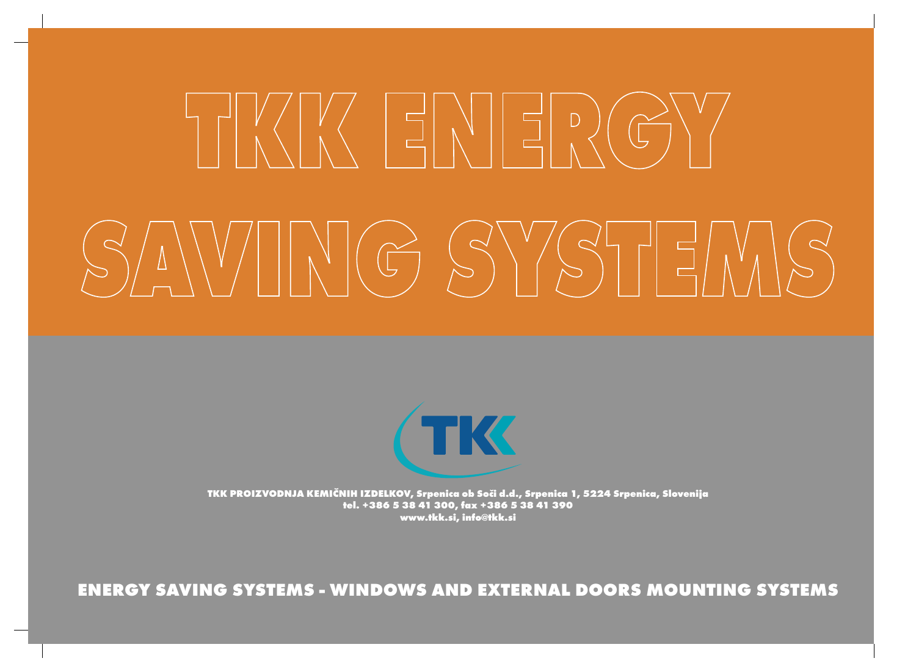# TKK ENERGY SAVING SYSTEMS

**TKK PROIZVODNJA KEMIČNIH IZDELKOV, Srpenica ob Soči d.d., Srpenica 1, 5224 Srpenica, Slovenija**
**tel. +386 5 38 41 300, fax +386 5 38 41 390**
**www.tkk.si, info@tkk.si**

**ENERGY SAVING SYSTEMS - WINDOWS AND EXTERNAL DOORS MOUNTING SYSTEMS**